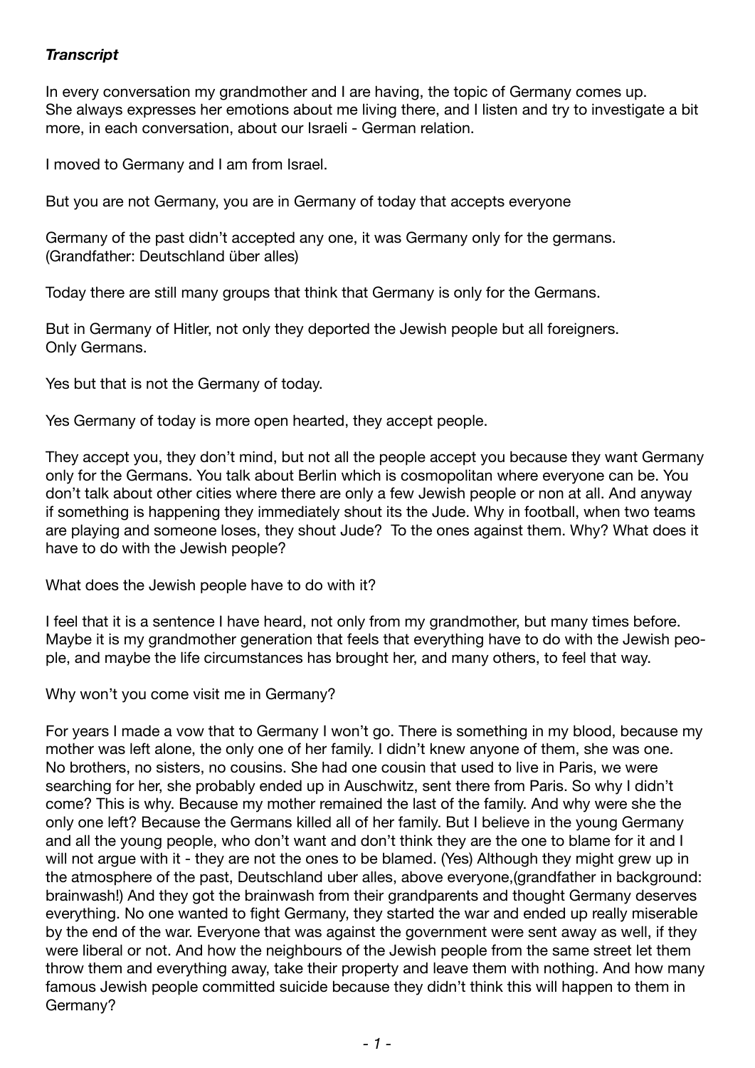***Transcript***

In every conversation my grandmother and I are having, the topic of Germany comes up.
She always expresses her emotions about me living there, and I listen and try to investigate a bit more, in each conversation, about our Israeli - German relation.

I moved to Germany and I am from Israel.

But you are not Germany, you are in Germany of today that accepts everyone

Germany of the past didn't accepted any one, it was Germany only for the germans.
(Grandfather: Deutschland über alles)

Today there are still many groups that think that Germany is only for the Germans.

But in Germany of Hitler, not only they deported the Jewish people but all foreigners.
Only Germans.

Yes but that is not the Germany of today.

Yes Germany of today is more open hearted, they accept people.

They accept you, they don't mind, but not all the people accept you because they want Germany only for the Germans. You talk about Berlin which is cosmopolitan where everyone can be. You don't talk about other cities where there are only a few Jewish people or non at all. And anyway if something is happening they immediately shout its the Jude. Why in football, when two teams are playing and someone loses, they shout Jude? To the ones against them. Why? What does it have to do with the Jewish people?

What does the Jewish people have to do with it?

I feel that it is a sentence I have heard, not only from my grandmother, but many times before. Maybe it is my grandmother generation that feels that everything have to do with the Jewish people, and maybe the life circumstances has brought her, and many others, to feel that way.

Why won't you come visit me in Germany?

For years I made a vow that to Germany I won't go. There is something in my blood, because my mother was left alone, the only one of her family. I didn't knew anyone of them, she was one. No brothers, no sisters, no cousins. She had one cousin that used to live in Paris, we were searching for her, she probably ended up in Auschwitz, sent there from Paris. So why I didn't come? This is why. Because my mother remained the last of the family. And why were she the only one left? Because the Germans killed all of her family. But I believe in the young Germany and all the young people, who don't want and don't think they are the one to blame for it and I will not argue with it - they are not the ones to be blamed. (Yes) Although they might grew up in the atmosphere of the past, Deutschland uber alles, above everyone,(grandfather in background: brainwash!) And they got the brainwash from their grandparents and thought Germany deserves everything. No one wanted to fight Germany, they started the war and ended up really miserable by the end of the war. Everyone that was against the government were sent away as well, if they were liberal or not. And how the neighbours of the Jewish people from the same street let them throw them and everything away, take their property and leave them with nothing. And how many famous Jewish people committed suicide because they didn't think this will happen to them in Germany?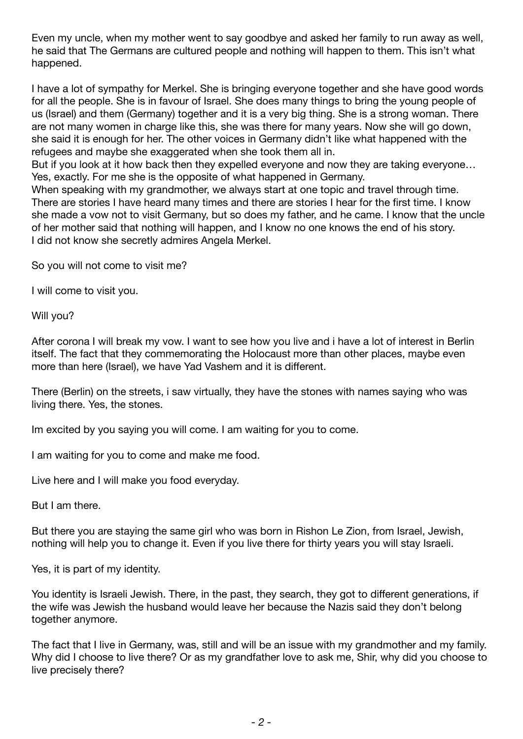Even my uncle, when my mother went to say goodbye and asked her family to run away as well, he said that The Germans are cultured people and nothing will happen to them. This isn't what happened.

I have a lot of sympathy for Merkel. She is bringing everyone together and she have good words for all the people. She is in favour of Israel. She does many things to bring the young people of us (Israel) and them (Germany) together and it is a very big thing. She is a strong woman. There are not many women in charge like this, she was there for many years. Now she will go down, she said it is enough for her. The other voices in Germany didn't like what happened with the refugees and maybe she exaggerated when she took them all in.
But if you look at it how back then they expelled everyone and now they are taking everyone… Yes, exactly. For me she is the opposite of what happened in Germany.
When speaking with my grandmother, we always start at one topic and travel through time. There are stories I have heard many times and there are stories I hear for the first time. I know she made a vow not to visit Germany, but so does my father, and he came. I know that the uncle of her mother said that nothing will happen, and I know no one knows the end of his story.
I did not know she secretly admires Angela Merkel.

So you will not come to visit me?

I will come to visit you.

Will you?

After corona I will break my vow. I want to see how you live and i have a lot of interest in Berlin itself. The fact that they commemorating the Holocaust more than other places, maybe even more than here (Israel), we have Yad Vashem and it is different.

There (Berlin) on the streets, i saw virtually, they have the stones with names saying who was living there. Yes, the stones.

Im excited by you saying you will come. I am waiting for you to come.

I am waiting for you to come and make me food.

Live here and I will make you food everyday.

But I am there.

But there you are staying the same girl who was born in Rishon Le Zion, from Israel, Jewish, nothing will help you to change it. Even if you live there for thirty years you will stay Israeli.

Yes, it is part of my identity.

You identity is Israeli Jewish. There, in the past, they search, they got to different generations, if the wife was Jewish the husband would leave her because the Nazis said they don't belong together anymore.

The fact that I live in Germany, was, still and will be an issue with my grandmother and my family. Why did I choose to live there? Or as my grandfather love to ask me, Shir, why did you choose to live precisely there?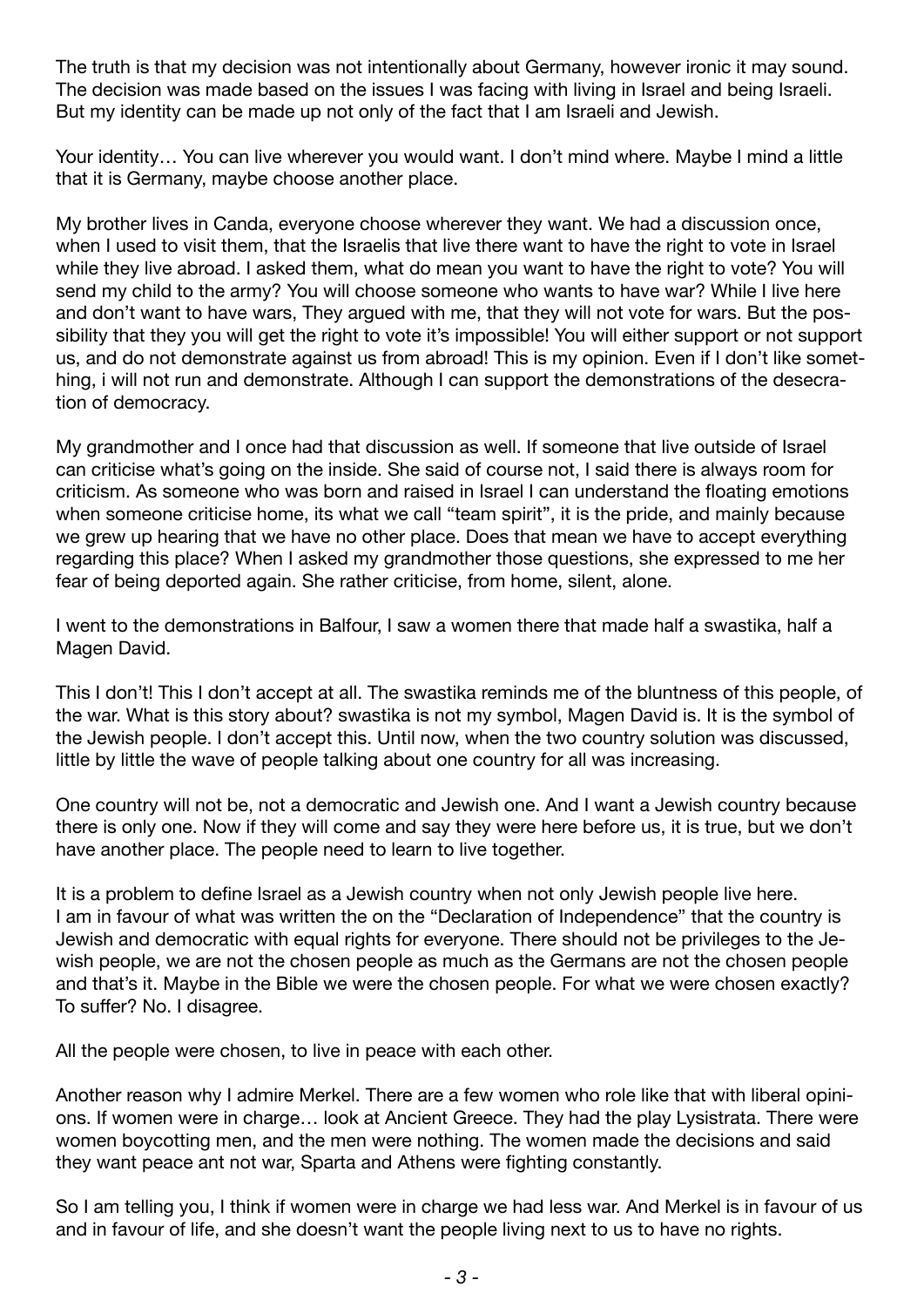The truth is that my decision was not intentionally about Germany, however ironic it may sound. The decision was made based on the issues I was facing with living in Israel and being Israeli. But my identity can be made up not only of the fact that I am Israeli and Jewish.

Your identity… You can live wherever you would want. I don't mind where. Maybe I mind a little that it is Germany, maybe choose another place.

My brother lives in Canda, everyone choose wherever they want. We had a discussion once, when I used to visit them, that the Israelis that live there want to have the right to vote in Israel while they live abroad. I asked them, what do mean you want to have the right to vote? You will send my child to the army? You will choose someone who wants to have war? While I live here and don't want to have wars, They argued with me, that they will not vote for wars. But the possibility that they you will get the right to vote it's impossible! You will either support or not support us, and do not demonstrate against us from abroad! This is my opinion. Even if I don't like something, i will not run and demonstrate. Although I can support the demonstrations of the desecration of democracy.

My grandmother and I once had that discussion as well. If someone that live outside of Israel can criticise what's going on the inside. She said of course not, I said there is always room for criticism. As someone who was born and raised in Israel I can understand the floating emotions when someone criticise home, its what we call "team spirit", it is the pride, and mainly because we grew up hearing that we have no other place. Does that mean we have to accept everything regarding this place? When I asked my grandmother those questions, she expressed to me her fear of being deported again. She rather criticise, from home, silent, alone.

I went to the demonstrations in Balfour, I saw a women there that made half a swastika, half a Magen David.

This I don't! This I don't accept at all. The swastika reminds me of the bluntness of this people, of the war. What is this story about? swastika is not my symbol, Magen David is. It is the symbol of the Jewish people. I don't accept this. Until now, when the two country solution was discussed, little by little the wave of people talking about one country for all was increasing.

One country will not be, not a democratic and Jewish one. And I want a Jewish country because there is only one. Now if they will come and say they were here before us, it is true, but we don't have another place. The people need to learn to live together.

It is a problem to define Israel as a Jewish country when not only Jewish people live here. I am in favour of what was written the on the "Declaration of Independence" that the country is Jewish and democratic with equal rights for everyone. There should not be privileges to the Jewish people, we are not the chosen people as much as the Germans are not the chosen people and that's it. Maybe in the Bible we were the chosen people. For what we were chosen exactly? To suffer? No. I disagree.

All the people were chosen, to live in peace with each other.

Another reason why I admire Merkel. There are a few women who role like that with liberal opinions. If women were in charge… look at Ancient Greece. They had the play Lysistrata. There were women boycotting men, and the men were nothing. The women made the decisions and said they want peace ant not war, Sparta and Athens were fighting constantly.

So I am telling you, I think if women were in charge we had less war. And Merkel is in favour of us and in favour of life, and she doesn't want the people living next to us to have no rights.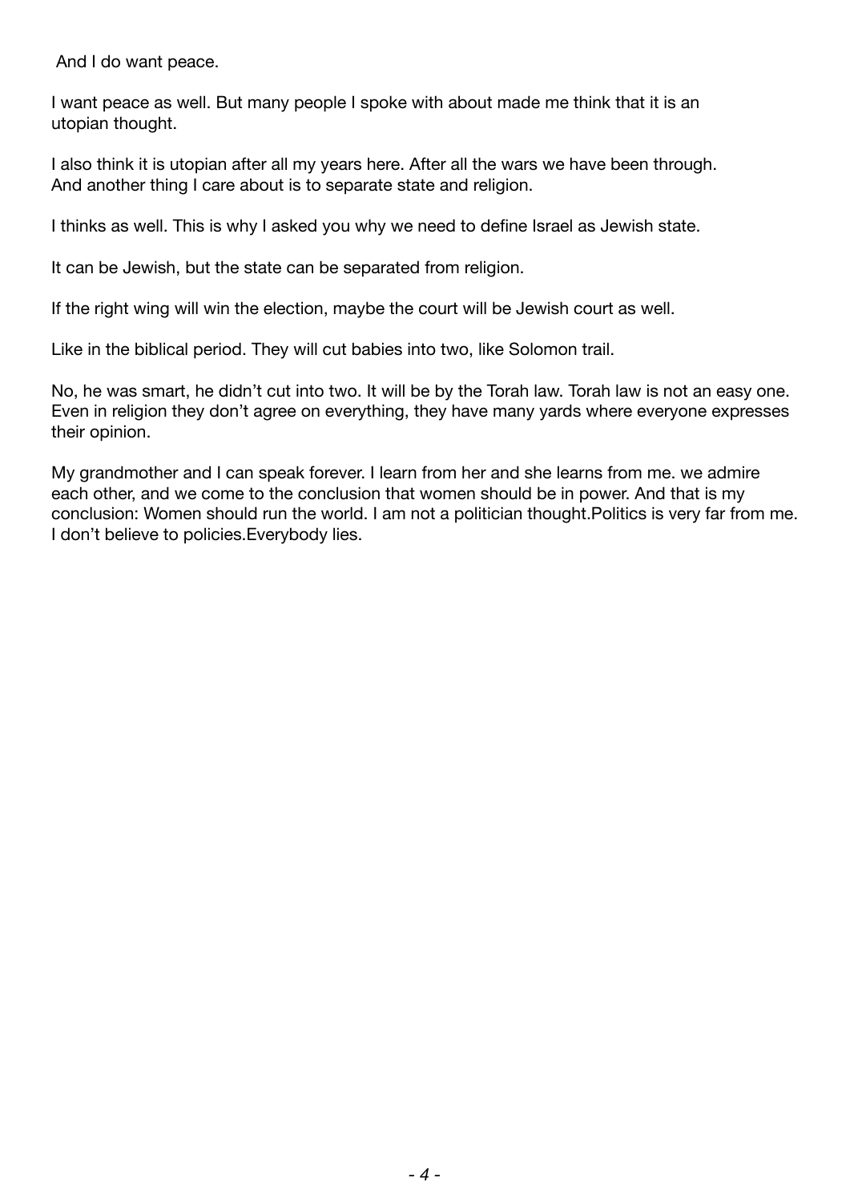And I do want peace.

I want peace as well. But many people I spoke with about made me think that it is an utopian thought.

I also think it is utopian after all my years here. After all the wars we have been through. And another thing I care about is to separate state and religion.

I thinks as well. This is why I asked you why we need to define Israel as Jewish state.

It can be Jewish, but the state can be separated from religion.

If the right wing will win the election, maybe the court will be Jewish court as well.

Like in the biblical period. They will cut babies into two, like Solomon trail.

No, he was smart, he didn't cut into two. It will be by the Torah law. Torah law is not an easy one. Even in religion they don't agree on everything, they have many yards where everyone expresses their opinion.

My grandmother and I can speak forever. I learn from her and she learns from me. we admire each other, and we come to the conclusion that women should be in power. And that is my conclusion: Women should run the world. I am not a politician thought.Politics is very far from me. I don't believe to policies.Everybody lies.